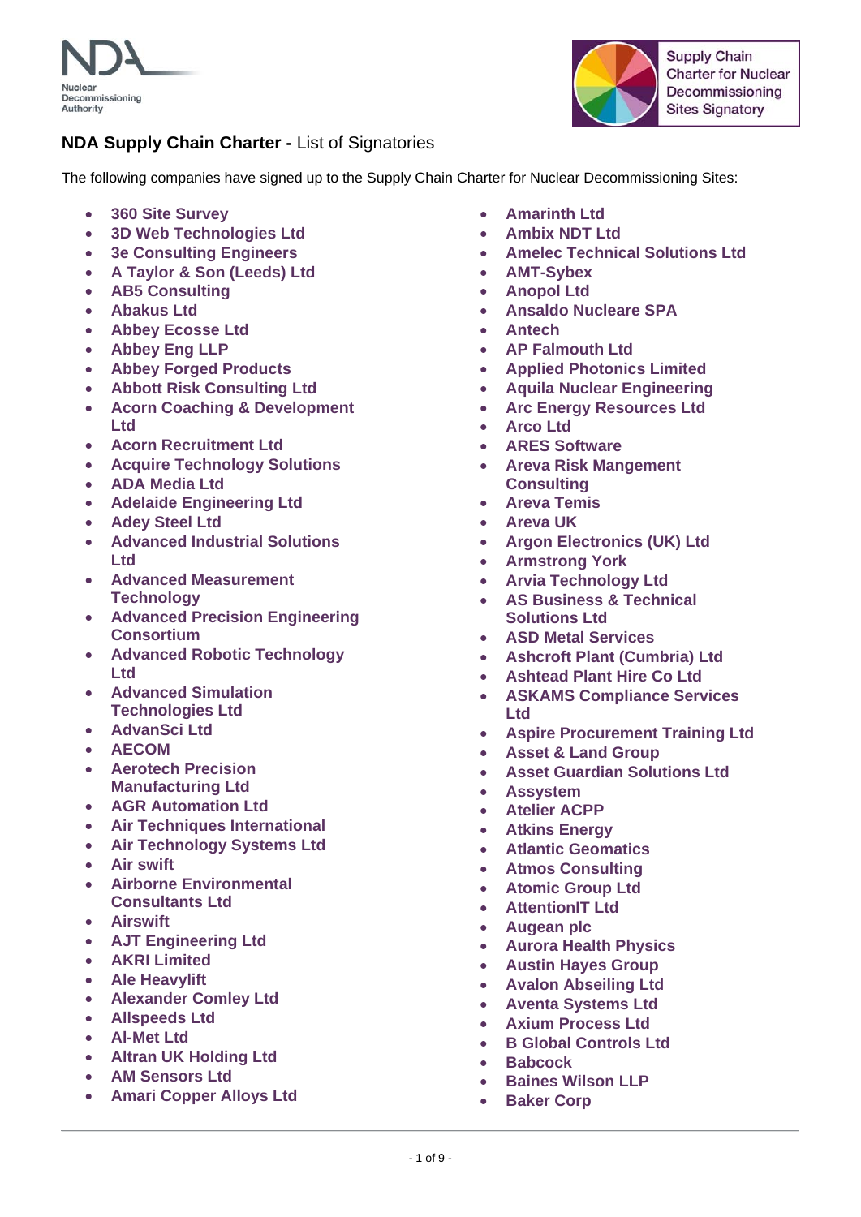Nuclear Decommissioning Authority

Supply Chain Charter for Nuclear Decommissioning Sites Signatory

## **NDA Supply Chain Charter -** List of Signatories

The following companies have signed up to the Supply Chain Charter for Nuclear Decommissioning Sites:

- **360 Site Survey**
- **3D Web Technologies Ltd**
- **3e Consulting Engineers**
- **A Taylor & Son (Leeds) Ltd**
- **AB5 Consulting**
- **Abakus Ltd**
- **Abbey Ecosse Ltd**
- **Abbey Eng LLP**
- **Abbey Forged Products**
- **Abbott Risk Consulting Ltd**
- **Acorn Coaching & Development Ltd**
- **Acorn Recruitment Ltd**
- **Acquire Technology Solutions**
- **ADA Media Ltd**
- **Adelaide Engineering Ltd**
- **Adey Steel Ltd**
- **Advanced Industrial Solutions Ltd**
- **Advanced Measurement Technology**
- **Advanced Precision Engineering Consortium**
- **Advanced Robotic Technology Ltd**
- **Advanced Simulation Technologies Ltd**
- **AdvanSci Ltd**
- **AECOM**
- **Aerotech Precision Manufacturing Ltd**
- **AGR Automation Ltd**
- **Air Techniques International**
- **Air Technology Systems Ltd**
- **Air swift**
- **Airborne Environmental Consultants Ltd**
- **Airswift**
- **AJT Engineering Ltd**
- **AKRI Limited**
- **Ale Heavylift**
- **Alexander Comley Ltd**
- **Allspeeds Ltd**
- **Al-Met Ltd**
- **Altran UK Holding Ltd**
- **AM Sensors Ltd**
- **Amari Copper Alloys Ltd**
- **Amarinth Ltd**
- **Ambix NDT Ltd**
- **Amelec Technical Solutions Ltd**
- **AMT-Sybex**
- **Anopol Ltd**
- **Ansaldo Nucleare SPA**
- **Antech**
- **AP Falmouth Ltd**
- **Applied Photonics Limited**
- **Aquila Nuclear Engineering**
- **Arc Energy Resources Ltd**
- **Arco Ltd**
- **ARES Software**
- **Areva Risk Mangement Consulting**
- **Areva Temis**
- **Areva UK**
- **Argon Electronics (UK) Ltd**
- **Armstrong York**
- **Arvia Technology Ltd**
- **AS Business & Technical Solutions Ltd**
- **ASD Metal Services**
- **Ashcroft Plant (Cumbria) Ltd**
- **Ashtead Plant Hire Co Ltd**
- **ASKAMS Compliance Services Ltd**
- **Aspire Procurement Training Ltd**
- **Asset & Land Group**
- **Asset Guardian Solutions Ltd**
- **Assystem**
- **Atelier ACPP**
- **Atkins Energy**
- **Atlantic Geomatics**
- **Atmos Consulting**
- **Atomic Group Ltd**
- **AttentionIT Ltd**
- **Augean plc**
- **Aurora Health Physics**
- **Austin Hayes Group**
- **Avalon Abseiling Ltd**
- **Aventa Systems Ltd**
- **Axium Process Ltd**
- **B Global Controls Ltd**
- **Babcock**
- **Baines Wilson LLP**
- **Baker Corp**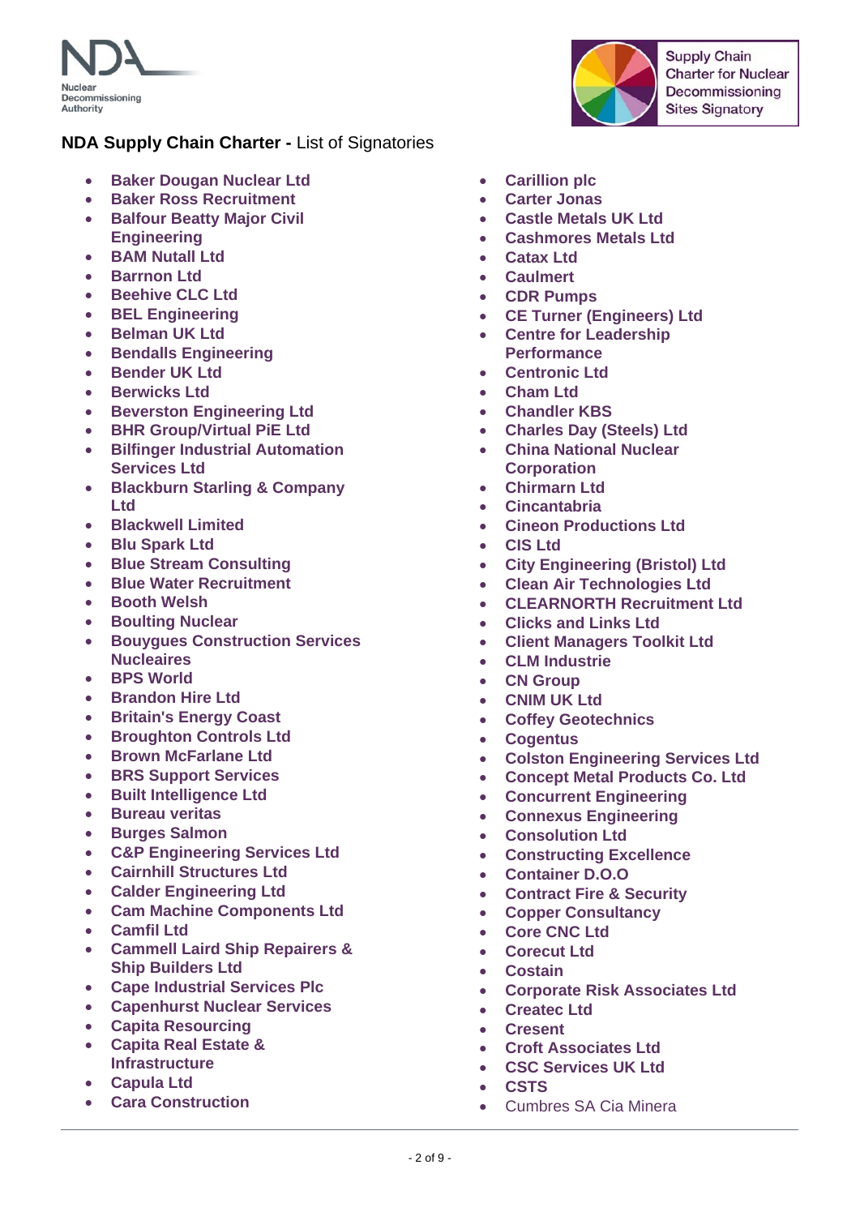Nuclear Decommissioning Authority

Supply Chain Charter for Nuclear Decommissioning Sites Signatory

**NDA Supply Chain Charter -** List of Signatories

- **Baker Dougan Nuclear Ltd**
- **Baker Ross Recruitment**
- **Balfour Beatty Major Civil Engineering**
- **BAM Nutall Ltd**
- **Barrnon Ltd**
- **Beehive CLC Ltd**
- **BEL Engineering**
- **Belman UK Ltd**
- **Bendalls Engineering**
- **Bender UK Ltd**
- **Berwicks Ltd**
- **Beverston Engineering Ltd**
- **BHR Group/Virtual PiE Ltd**
- **Bilfinger Industrial Automation Services Ltd**
- **Blackburn Starling & Company Ltd**
- **Blackwell Limited**
- **Blu Spark Ltd**
- **Blue Stream Consulting**
- **Blue Water Recruitment**
- **Booth Welsh**
- **Boulting Nuclear**
- **Bouygues Construction Services Nucleaires**
- **BPS World**
- **Brandon Hire Ltd**
- **Britain's Energy Coast**
- **Broughton Controls Ltd**
- **Brown McFarlane Ltd**
- **BRS Support Services**
- **Built Intelligence Ltd**
- **Bureau veritas**
- **Burges Salmon**
- **C&P Engineering Services Ltd**
- **Cairnhill Structures Ltd**
- **Calder Engineering Ltd**
- **Cam Machine Components Ltd**
- **Camfil Ltd**
- **Cammell Laird Ship Repairers & Ship Builders Ltd**
- **Cape Industrial Services Plc**
- **Capenhurst Nuclear Services**
- **Capita Resourcing**
- **Capita Real Estate & Infrastructure**
- **Capula Ltd**
- **Cara Construction**
- **Carillion plc**
- **Carter Jonas**
- **Castle Metals UK Ltd**
- **Cashmores Metals Ltd**
- **Catax Ltd**
- **Caulmert**
- **CDR Pumps**
- **CE Turner (Engineers) Ltd**
- **Centre for Leadership Performance**
- **Centronic Ltd**
- **Cham Ltd**
- **Chandler KBS**
- **Charles Day (Steels) Ltd**
- **China National Nuclear Corporation**
- **Chirmarn Ltd**
- **Cincantabria**
- **Cineon Productions Ltd**
- **CIS Ltd**
- **City Engineering (Bristol) Ltd**
- **Clean Air Technologies Ltd**
- **CLEARNORTH Recruitment Ltd**
- **Clicks and Links Ltd**
- **Client Managers Toolkit Ltd**
- **CLM Industrie**
- **CN Group**
- **CNIM UK Ltd**
- **Coffey Geotechnics**
- **Cogentus**
- **Colston Engineering Services Ltd**
- **Concept Metal Products Co. Ltd**
- **Concurrent Engineering**
- **Connexus Engineering**
- **Consolution Ltd**
- **Constructing Excellence**
- **Container D.O.O**
- **Contract Fire & Security**
- **Copper Consultancy**
- **Core CNC Ltd**
- **Corecut Ltd**
- **Costain**
- **Corporate Risk Associates Ltd**
- **Createc Ltd**
- **Cresent**
- **Croft Associates Ltd**
- **CSC Services UK Ltd**
- **CSTS**
- Cumbres SA Cia Minera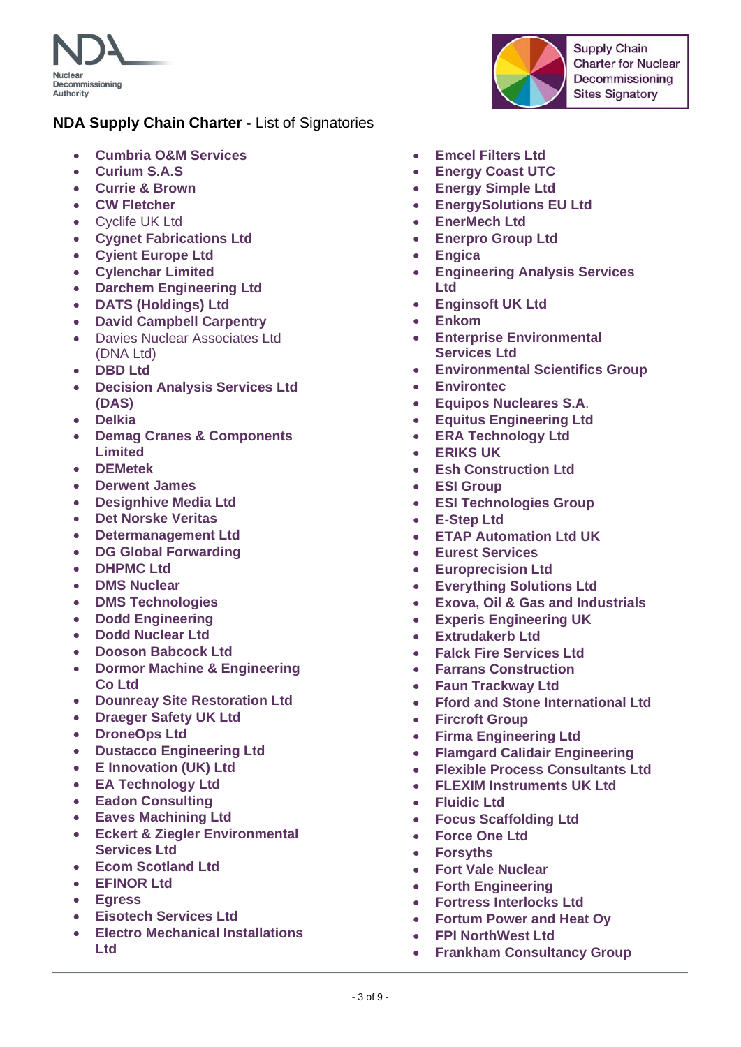Nuclear Decommissioning Authority

Supply Chain Charter for Nuclear Decommissioning Sites Signatory

**NDA Supply Chain Charter -** List of Signatories

- **Cumbria O&M Services**
- **Curium S.A.S**
- **Currie & Brown**
- **CW Fletcher**
- Cyclife UK Ltd
- **Cygnet Fabrications Ltd**
- **Cyient Europe Ltd**
- **Cylenchar Limited**
- **Darchem Engineging Ltd**
- **DATS (Holdings) Ltd**
- **David Campbell Carpentry**
- Davies Nuclear Associates Ltd (DNA Ltd)
- **DBD Ltd**
- **Decision Analysis Services Ltd (DAS)**
- **Delkia**
- **Demag Cranes & Components Limited**
- **DEMetek**
- **Derwent James**
- **Designhive Media Ltd**
- **Det Norske Veritas**
- **Determanagement Ltd**
- **DG Global Forwarding**
- **DHPMC Ltd**
- **DMS Nuclear**
- **DMS Technologies**
- **Dodd Engineering**
- **Dodd Nuclear Ltd**
- **Dooson Babcock Ltd**
- **Dormor Machine & Engineering Co Ltd**
- **Dounreay Site Restoration Ltd**
- **Draeger Safety UK Ltd**
- **DroneOps Ltd**
- **Dustacco Engineging Ltd**
- **E Innovation (UK) Ltd**
- **EA Technology Ltd**
- **Eadon Consulting**
- **Eaves Machining Ltd**
- **Eckert & Ziegler Environmental Services Ltd**
- **Ecom Scotland Ltd**
- **EFINOR Ltd**
- **Egress**
- **Eisotech Services Ltd**
- **Electro Mechanical Installations Ltd**
- **Emcel Filters Ltd**
- **Energy Coast UTC**
- **Energy Simple Ltd**
- **EnergySolutions EU Ltd**
- **EnerMech Ltd**
- **Enerpro Group Ltd**
- **Engica**
- **Engineering Analysis Services Ltd**
- **Enginsoft UK Ltd**
- **Enkom**
- **Enterprise Environmental Services Ltd**
- **Environmental Scientifics Group**
- **Environtec**
- **Equipos Nucleares S.A.**
- **Equitus Engineging Ltd**
- **ERA Technology Ltd**
- **ERIKS UK**
- **Esh Construction Ltd**
- **ESI Group**
- **ESI Technologies Group**
- **E-Step Ltd**
- **ETAP Automation Ltd UK**
- **Eurest Services**
- **Europrecision Ltd**
- **Everything Solutions Ltd**
- **Exova, Oil & Gas and Industrials**
- **Experis Engineering UK**
- **Extrudakerb Ltd**
- **Falck Fire Services Ltd**
- **Farrans Construction**
- **Faun Trackway Ltd**
- **Fford and Stone International Ltd**
- **Fircroft Group**
- **Firma Engineering Ltd**
- **Flamgard Calidair Engineering**
- **Flexible Process Consultants Ltd**
- **FLEXIM Instruments UK Ltd**
- **Fluidic Ltd**
- **Focus Scaffolding Ltd**
- **Force One Ltd**
- **Forsyths**
- **Fort Vale Nuclear**
- **Forth Engineering**
- **Fortress Interlocks Ltd**
- **Fortum Power and Heat Oy**
- **FPI NorthWest Ltd**
- **Frankham Consultancy Group**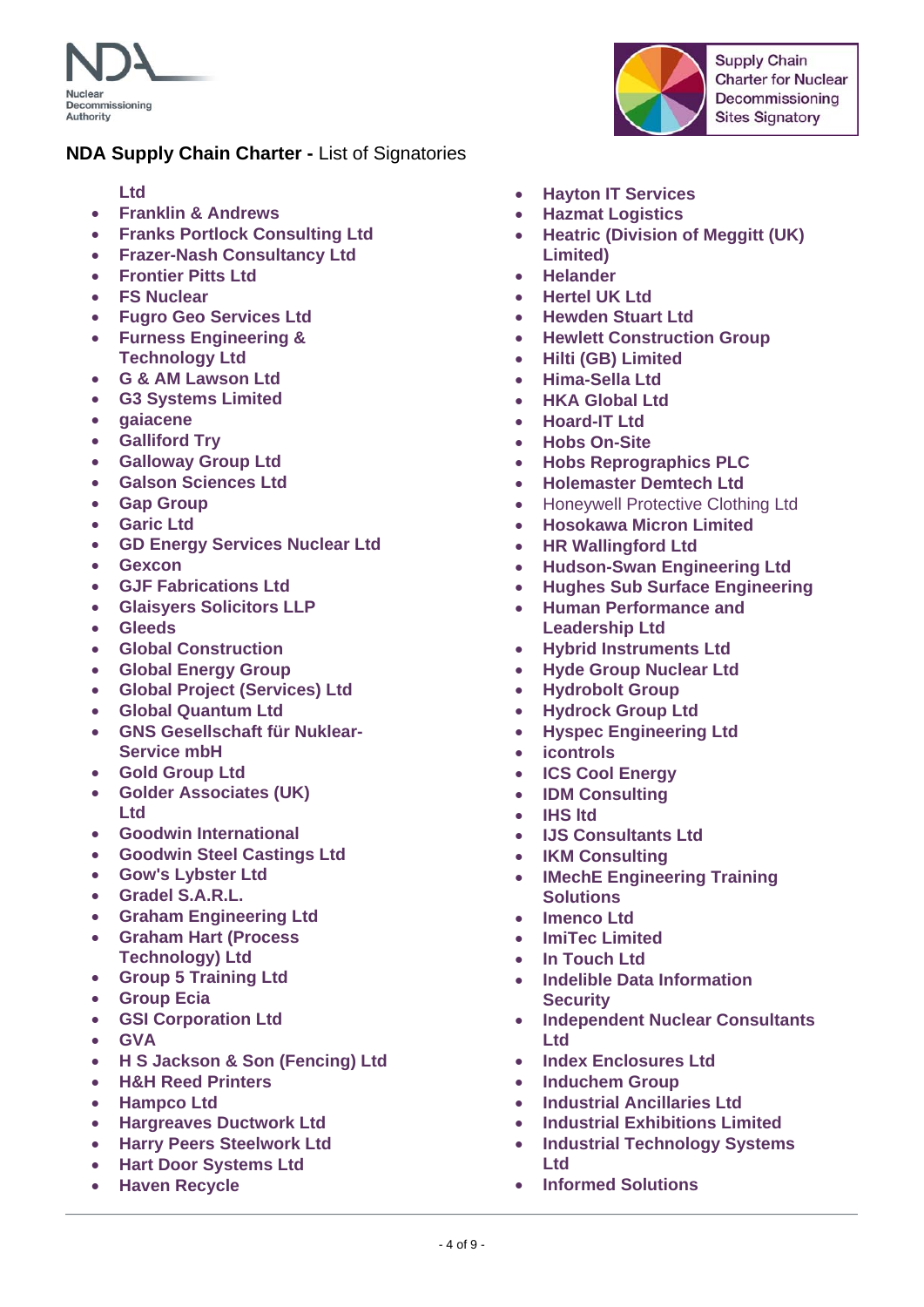## **NDA Supply Chain Charter -** List of Signatories

Ltd

- **Franklin & Andrews**
- **Franks Portlock Consulting Ltd**
- **Frazer-Nash Consultancy Ltd**
- **Frontier Pitts Ltd**
- **FS Nuclear**
- **Fugro Geo Services Ltd**
- **Furness Engineering & Technology Ltd**
- **G & AM Lawson Ltd**
- **G3 Systems Limited**
- **gaiacene**
- **Galliford Try**
- **Galloway Group Ltd**
- **Galson Sciences Ltd**
- **Gap Group**
- **Garic Ltd**
- **GD Energy Services Nuclear Ltd**
- **Gexcon**
- **GJF Fabrications Ltd**
- **Glaisyers Solicitors LLP**
- **Gleeds**
- **Global Construction**
- **Global Energy Group**
- **Global Project (Services) Ltd**
- **Global Quantum Ltd**
- **GNS Gesellschaft für Nuklear-Service mbH**
- **Gold Group Ltd**
- **Golder Associates (UK) Ltd**
- **Goodwin International**
- **Goodwin Steel Castings Ltd**
- **Gow's Lybster Ltd**
- **Gradel S.A.R.L.**
- **Graham Engineering Ltd**
- **Graham Hart (Process Technology) Ltd**
- **Group 5 Training Ltd**
- **Group Ecia**
- **GSI Corporation Ltd**
- **GVA**
- **H S Jackson & Son (Fencing) Ltd**
- **H&H Reed Printers**
- **Hampco Ltd**
- **Hargreaves Ductwork Ltd**
- **Harry Peers Steelwork Ltd**
- **Hart Door Systems Ltd**
- **Haven Recycle**
- **Hayton IT Services**
- **Hazmat Logistics**
- **Heatric (Division of Meggitt (UK) Limited)**
- **Helander**
- **Hertel UK Ltd**
- **Hewden Stuart Ltd**
- **Hewlett Construction Group**
- **Hilti (GB) Limited**
- **Hima-Sella Ltd**
- **HKA Global Ltd**
- **Hoard-IT Ltd**
- **Hobs On-Site**
- **Hobs Reprographics PLC**
- **Holemaster Demtech Ltd**
- Honeywell Protective Clothing Ltd
- **Hosokawa Micron Limited**
- **HR Wallingford Ltd**
- **Hudson-Swan Engineering Ltd**
- **Hughes Sub Surface Engineering**
- **Human Performance and Leadership Ltd**
- **Hybrid Instruments Ltd**
- **Hyde Group Nuclear Ltd**
- **Hydrobolt Group**
- **Hydrock Group Ltd**
- **Hyspec Engineering Ltd**
- **icontrols**
- **ICS Cool Energy**
- **IDM Consulting**
- **IHS ltd**
- **IJS Consultants Ltd**
- **IKM Consulting**
- **IMechE Engineering Training Solutions**
- **Imenco Ltd**
- **ImiTec Limited**
- **In Touch Ltd**
- **Indelible Data Information Security**
- **Independent Nuclear Consultants Ltd**
- **Index Enclosures Ltd**
- **Inducheem Group**
- **Industrial Ancillaries Ltd**
- **Industrial Exhibitions Limited**
- **Industrial Technology Systems Ltd**
- **Informed Solutions**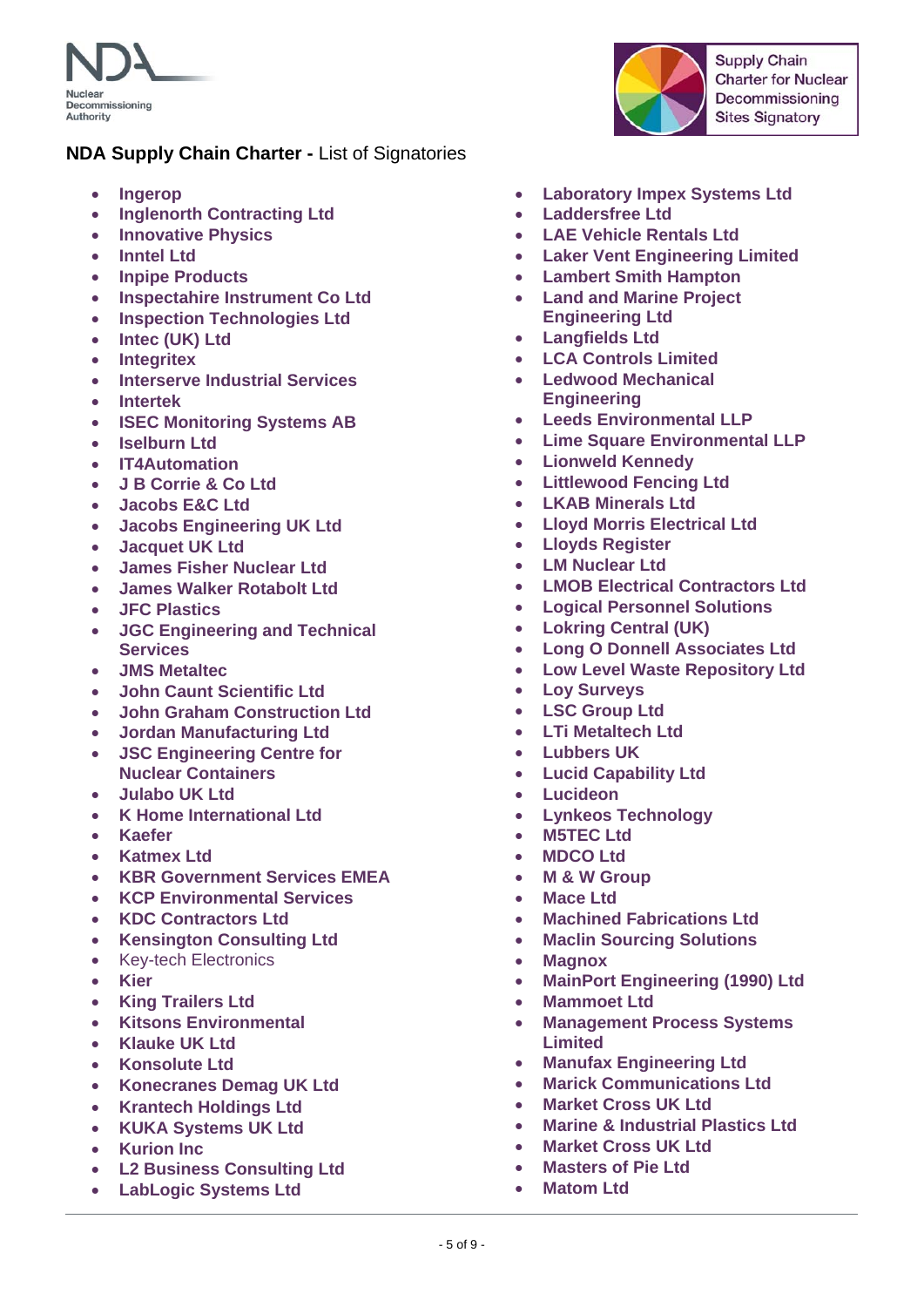Nuclear Decommissioning Authority

Supply Chain Charter for Nuclear Decommissioning Sites Signatory

**NDA Supply Chain Charter -** List of Signatories

- **Ingerop**
- **Inglenorth Contracting Ltd**
- **Innovative Physics**
- **Inntel Ltd**
- **Inpipe Products**
- **Inspectahire Instrument Co Ltd**
- **Inspection Technologies Ltd**
- **Intec (UK) Ltd**
- **Integritex**
- **Interserve Industrial Services**
- **Intertek**
- **ISEC Monitoring Systems AB**
- **Iselburn Ltd**
- **IT4Automation**
- **J B Corrie & Co Ltd**
- **Jacobs E&C Ltd**
- **Jacobs Engineering UK Ltd**
- **Jacquet UK Ltd**
- **James Fisher Nuclear Ltd**
- **James Walker Rotabolt Ltd**
- **JFC Plastics**
- **JGC Engineering and Technical Services**
- **JMS Metaltec**
- **John Caunt Scientific Ltd**
- **John Graham Construction Ltd**
- **Jordan Manufacturing Ltd**
- **JSC Engineering Centre for Nuclear Containers**
- **Julabo UK Ltd**
- **K Home International Ltd**
- **Kaefer**
- **Katmex Ltd**
- **KBR Government Services EMEA**
- **KCP Environmental Services**
- **KDC Contractors Ltd**
- **Kensington Consulting Ltd**
- Key-tech Electronics
- **Kier**
- **King Trailers Ltd**
- **Kitsons Environmental**
- **Klauke UK Ltd**
- **Konsolute Ltd**
- **Konecranes Demag UK Ltd**
- **Krantech Holdings Ltd**
- **KUKA Systems UK Ltd**
- **Kurion Inc**
- **L2 Business Consulting Ltd**
- **LabLogic Systems Ltd**
- **Laboratory Impex Systems Ltd**
- **Laddersfree Ltd**
- **LAE Vehicle Rentals Ltd**
- **Laker Vent Engineering Limited**
- **Lambert Smith Hampton**
- **Land and Marine Project Engineering Ltd**
- **Langfields Ltd**
- **LCA Controls Limited**
- **Ledwood Mechanical Engineering**
- **Leeds Environmental LLP**
- **Lime Square Environmental LLP**
- **Lionweld Kennedy**
- **Littlewood Fencing Ltd**
- **LKAB Minerals Ltd**
- **Lloyd Morris Electrical Ltd**
- **Lloyds Register**
- **LM Nuclear Ltd**
- **LMOB Electrical Contractors Ltd**
- **Logical Personnel Solutions**
- **Lokring Central (UK)**
- **Long O Donnell Associates Ltd**
- **Low Level Waste Repository Ltd**
- **Loy Surveys**
- **LSC Group Ltd**
- **LTi Metaltech Ltd**
- **Lubbers UK**
- **Lucid Capability Ltd**
- **Lucideon**
- **Lynkeos Technology**
- **M5TEC Ltd**
- **MDCO Ltd**
- **M & W Group**
- **Mace Ltd**
- **Machined Fabrications Ltd**
- **Maclin Sourcing Solutions**
- **Magnox**
- **MainPort Engineering (1990) Ltd**
- **Mammoet Ltd**
- **Management Process Systems Limited**
- **Manufax Engineering Ltd**
- **Marick Communications Ltd**
- **Market Cross UK Ltd**
- **Marine & Industrial Plastics Ltd**
- **Market Cross UK Ltd**
- **Masters of Pie Ltd**
- **Matom Ltd**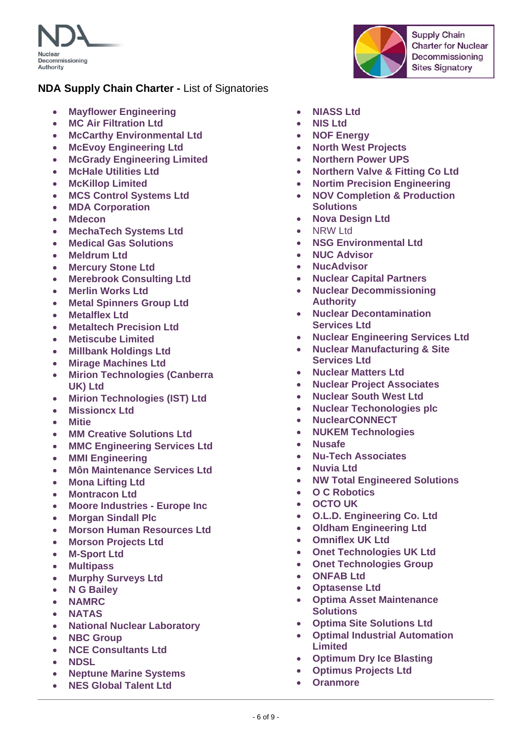**NDA Supply Chain Charter -** List of Signatories

- **Mayflower Engineering**
- **MC Air Filtration Ltd**
- **McCarthy Environmental Ltd**
- **McEvoy Engineering Ltd**
- **McGrady Engineering Limited**
- **McHale Utilities Ltd**
- **McKillop Limited**
- **MCS Control Systems Ltd**
- **MDA Corporation**
- **Mdecon**
- **MechaTech Systems Ltd**
- **Medical Gas Solutions**
- **Meldrum Ltd**
- **Mercury Stone Ltd**
- **Merebrook Consulting Ltd**
- **Merlin Works Ltd**
- **Metal Spinners Group Ltd**
- **Metalflex Ltd**
- **Metaltech Precision Ltd**
- **Metiscube Limited**
- **Millbank Holdings Ltd**
- **Mirage Machines Ltd**
- **Mirion Technologies (Canberra UK) Ltd**
- **Mirion Technologies (IST) Ltd**
- **Missioncx Ltd**
- **Mitie**
- **MM Creative Solutions Ltd**
- **MMC Engineering Services Ltd**
- **MMI Engineering**
- **Môn Maintenance Services Ltd**
- **Mona Lifting Ltd**
- **Montracon Ltd**
- **Moore Industries - Europe Inc**
- **Morgan Sindall Plc**
- **Morson Human Resources Ltd**
- **Morson Projects Ltd**
- **M-Sport Ltd**
- **Multipass**
- **Murphy Surveys Ltd**
- **N G Bailey**
- **NAMRC**
- **NATAS**
- **National Nuclear Laboratory**
- **NBC Group**
- **NCE Consultants Ltd**
- **NDSL**
- **Neptune Marine Systems**
- **NES Global Talent Ltd**
- **NIASS Ltd**
- **NIS Ltd**
- **NOF Energy**
- **North West Projects**
- **Northern Power UPS**
- **Northern Valve & Fitting Co Ltd**
- **Nortim Precision Engineering**
- **NOV Completion & Production Solutions**
- **Nova Design Ltd**
- NRW Ltd
- **NSG Environmental Ltd**
- **NUC Advisor**
- **NucAdvisor**
- **Nuclear Capital Partners**
- **Nuclear Decommissioning Authority**
- **Nuclear Decontamination Services Ltd**
- **Nuclear Engineering Services Ltd**
- **Nuclear Manufacturing & Site Services Ltd**
- **Nuclear Matters Ltd**
- **Nuclear Project Associates**
- **Nuclear South West Ltd**
- **Nuclear Techonologies plc**
- **NuclearCONNECT**
- **NUKEM Technologies**
- **Nusafe**
- **Nu-Tech Associates**
- **Nuvia Ltd**
- **NW Total Engineered Solutions**
- **O C Robotics**
- **OCTO UK**
- **O.L.D. Engineering Co. Ltd**
- **Oldham Engineering Ltd**
- **Omniflex UK Ltd**
- **Onet Technologies UK Ltd**
- **Onet Technologies Group**
- **ONFAB Ltd**
- **Optasense Ltd**
- **Optima Asset Maintenance Solutions**
- **Optima Site Solutions Ltd**
- **Optimal Industrial Automation Limited**
- **Optimum Dry Ice Blasting**
- **Optimus Projects Ltd**
- **Oranmore**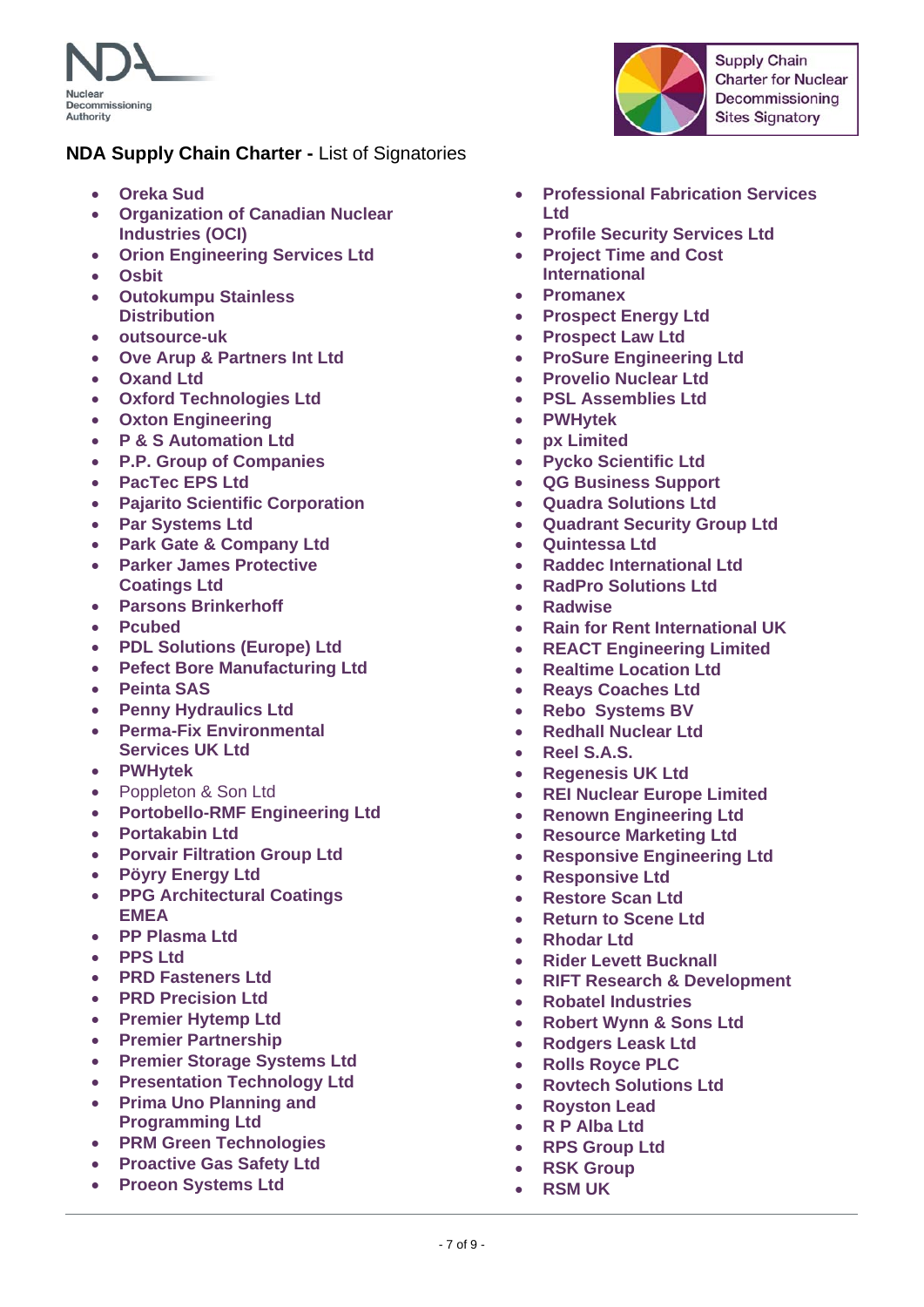Nuclear Decommissioning Authority

Supply Chain Charter for Nuclear Decommissioning Sites Signatory

**NDA Supply Chain Charter -** List of Signatories

- **Oreka Sud**
- **Organization of Canadian Nuclear Industries (OCI)**
- **Orion Engineering Services Ltd**
- **Osbit**
- **Outokumpu Stainless Distribution**
- **outsource-uk**
- **Ove Arup & Partners Int Ltd**
- **Oxand Ltd**
- **Oxford Technologies Ltd**
- **Oxton Engineering**
- **P & S Automation Ltd**
- **P.P. Group of Companies**
- **PacTec EPS Ltd**
- **Pajarito Scientific Corporation**
- **Par Systems Ltd**
- **Park Gate & Company Ltd**
- **Parker James Protective Coatings Ltd**
- **Parsons Brinkerhoff**
- **Pcubed**
- **PDL Solutions (Europe) Ltd**
- **Pefect Bore Manufacturing Ltd**
- **Peinta SAS**
- **Penny Hydraulics Ltd**
- **Perma-Fix Environmental Services UK Ltd**
- **PWHytek**
- Poppleton & Son Ltd
- **Portobello-RMF Engineering Ltd**
- **Portakabin Ltd**
- **Porvair Filtration Group Ltd**
- **Pöyry Energy Ltd**
- **PPG Architectural Coatings EMEA**
- **PP Plasma Ltd**
- **PPS Ltd**
- **PRD Fasteners Ltd**
- **PRD Precision Ltd**
- **Premier Hytemp Ltd**
- **Premier Partnership**
- **Premier Storage Systems Ltd**
- **Presentation Technology Ltd**
- **Prima Uno Planning and Programming Ltd**
- **PRM Green Technologies**
- **Proactive Gas Safety Ltd**
- **Proeon Systems Ltd**
- **Professional Fabrication Services Ltd**
- **Profile Security Services Ltd**
- **Project Time and Cost International**
- **Promanex**
- **Prospect Energy Ltd**
- **Prospect Law Ltd**
- **ProSure Engineering Ltd**
- **Provelio Nuclear Ltd**
- **PSL Assemblies Ltd**
- **PWHytek**
- **px Limited**
- **Pycko Scientific Ltd**
- **QG Business Support**
- **Quadra Solutions Ltd**
- **Quadrant Security Group Ltd**
- **Quintessa Ltd**
- **Raddec International Ltd**
- **RadPro Solutions Ltd**
- **Radwise**
- **Rain for Rent International UK**
- **REACT Engineering Limited**
- **Realtime Location Ltd**
- **Reays Coaches Ltd**
- **Rebo Systems BV**
- **Redhall Nuclear Ltd**
- **Reel S.A.S.**
- **Regenesis UK Ltd**
- **REI Nuclear Europe Limited**
- **Renown Engineering Ltd**
- **Resource Marketing Ltd**
- **Responsive Engineering Ltd**
- **Responsive Ltd**
- **Restore Scan Ltd**
- **Return to Scene Ltd**
- **Rhodar Ltd**
- **Rider Levett Bucknall**
- **RIFT Research & Development**
- **Robatel Industries**
- **Robert Wynn & Sons Ltd**
- **Rodgers Leask Ltd**
- **Rolls Royce PLC**
- **Rovtech Solutions Ltd**
- **Royston Lead**
- **R P Alba Ltd**
- **RPS Group Ltd**
- **RSK Group**
- **RSM UK**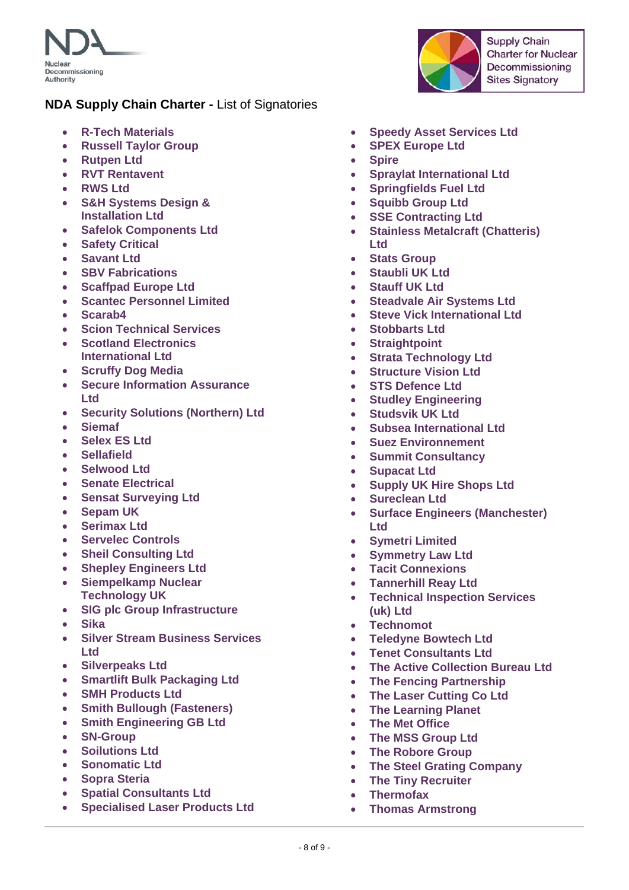**NDA Supply Chain Charter -** List of Signatories

- R-Tech Materials
- Russell Taylor Group
- Rutpen Ltd
- RVT Rentavent
- RWS Ltd
- S&H Systems Design & Installation Ltd
- Safelok Components Ltd
- Safety Critical
- Savant Ltd
- SBV Fabrications
- Scaffpad Europe Ltd
- Scantec Personnel Limited
- Scarab4
- Scion Technical Services
- Scotland Electronics International Ltd
- Scruffy Dog Media
- Secure Information Assurance Ltd
- Security Solutions (Northern) Ltd
- Siemaf
- Selex ES Ltd
- Sellafield
- Selwood Ltd
- Senate Electrical
- Sensat Surveying Ltd
- Sepam UK
- Serimax Ltd
- Servelec Controls
- Sheil Consulting Ltd
- Shepley Engineers Ltd
- Siempelkamp Nuclear Technology UK
- SIG plc Group Infrastructure
- Sika
- Silver Stream Business Services Ltd
- Silverpeaks Ltd
- Smartlift Bulk Packaging Ltd
- SMH Products Ltd
- Smith Bullough (Fasteners)
- Smith Engineering GB Ltd
- SN-Group
- Soilutions Ltd
- Sonomatic Ltd
- Sopra Steria
- Spatial Consultants Ltd
- Specialised Laser Products Ltd
- Speedy Asset Services Ltd
- SPEX Europe Ltd
- Spire
- Spraylat International Ltd
- Springfields Fuel Ltd
- Squibb Group Ltd
- SSE Contracting Ltd
- Stainless Metalcraft (Chatteris) Ltd
- Stats Group
- Staubli UK Ltd
- Stauff UK Ltd
- Steadvale Air Systems Ltd
- Steve Vick International Ltd
- Stobbarts Ltd
- Straightpoint
- Strata Technology Ltd
- Structure Vision Ltd
- STS Defence Ltd
- Studley Engineering
- Studsvik UK Ltd
- Subsea International Ltd
- Suez Environnement
- Summit Consultancy
- Supacat Ltd
- Supply UK Hire Shops Ltd
- Sureclean Ltd
- Surface Engineers (Manchester) Ltd
- Symetri Limited
- Symmetry Law Ltd
- Tacit Connexions
- Tannerhill Reay Ltd
- Technical Inspection Services (uk) Ltd
- Technomot
- Teledyne Bowtech Ltd
- Tenet Consultants Ltd
- The Active Collection Bureau Ltd
- The Fencing Partnership
- The Laser Cutting Co Ltd
- The Learning Planet
- The Met Office
- The MSS Group Ltd
- The Robore Group
- The Steel Grating Company
- The Tiny Recruiter
- Thermofax
- Thomas Armstrong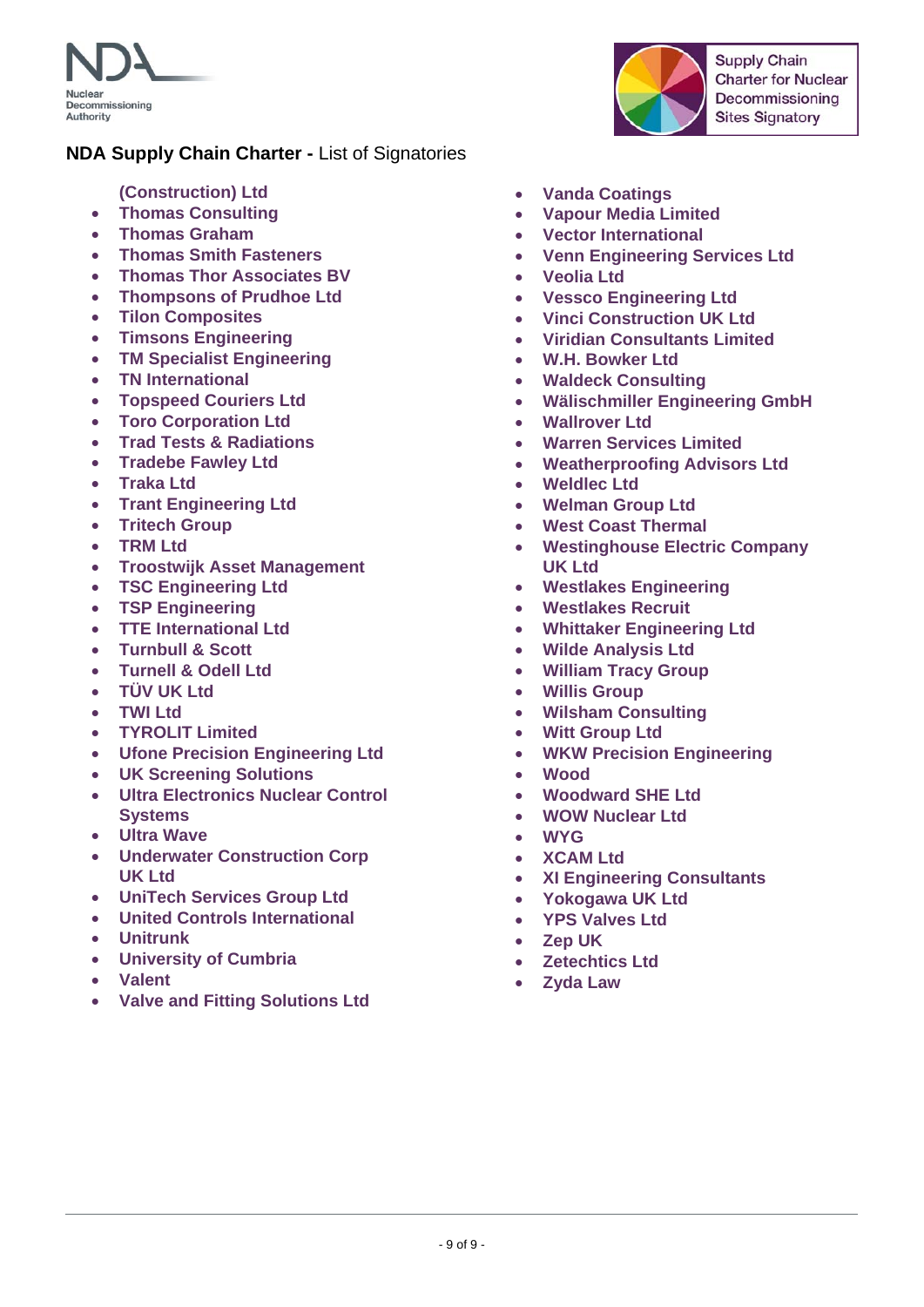**NDA Supply Chain Charter -** List of Signatories

(Construction) Ltd

- Thomas Consulting
- Thomas Graham
- Thomas Smith Fasteners
- Thomas Thor Associates BV
- Thompsons of Prudhoe Ltd
- Tilon Composites
- Timsons Engineering
- TM Specialist Engineering
- TN International
- Topspeed Couriers Ltd
- Toro Corporation Ltd
- Trad Tests & Radiations
- Tradebe Fawley Ltd
- Traka Ltd
- Trant Engineering Ltd
- Tritech Group
- TRM Ltd
- Troostwijk Asset Management
- TSC Engineering Ltd
- TSP Engineering
- TTE International Ltd
- Turnbull & Scott
- Turnell & Odell Ltd
- TÜV UK Ltd
- TWI Ltd
- TYROLIT Limited
- Ufone Precision Engineering Ltd
- UK Screening Solutions
- Ultra Electronics Nuclear Control Systems
- Ultra Wave
- Underwater Construction Corp UK Ltd
- UniTech Services Group Ltd
- United Controls International
- Unitrunk
- University of Cumbria
- Valent
- Valve and Fitting Solutions Ltd
- Vanda Coatings
- Vapour Media Limited
- Vector International
- Venn Engineering Services Ltd
- Veolia Ltd
- Vessco Engineering Ltd
- Vinci Construction UK Ltd
- Viridian Consultants Limited
- W.H. Bowker Ltd
- Waldeck Consulting
- Wälischmiller Engineering GmbH
- Wallrover Ltd
- Warren Services Limited
- Weatherproofing Advisors Ltd
- Weldlec Ltd
- Welman Group Ltd
- West Coast Thermal
- Westinghouse Electric Company UK Ltd
- Westlakes Engineering
- Westlakes Recruit
- Whittaker Engineering Ltd
- Wilde Analysis Ltd
- William Tracy Group
- Willis Group
- Wilsham Consulting
- Witt Group Ltd
- WKW Precision Engineering
- Wood
- Woodward SHE Ltd
- WOW Nuclear Ltd
- WYG
- XCAM Ltd
- XI Engineering Consultants
- Yokogawa UK Ltd
- YPS Valves Ltd
- Zep UK
- Zetechtics Ltd
- Zyda Law